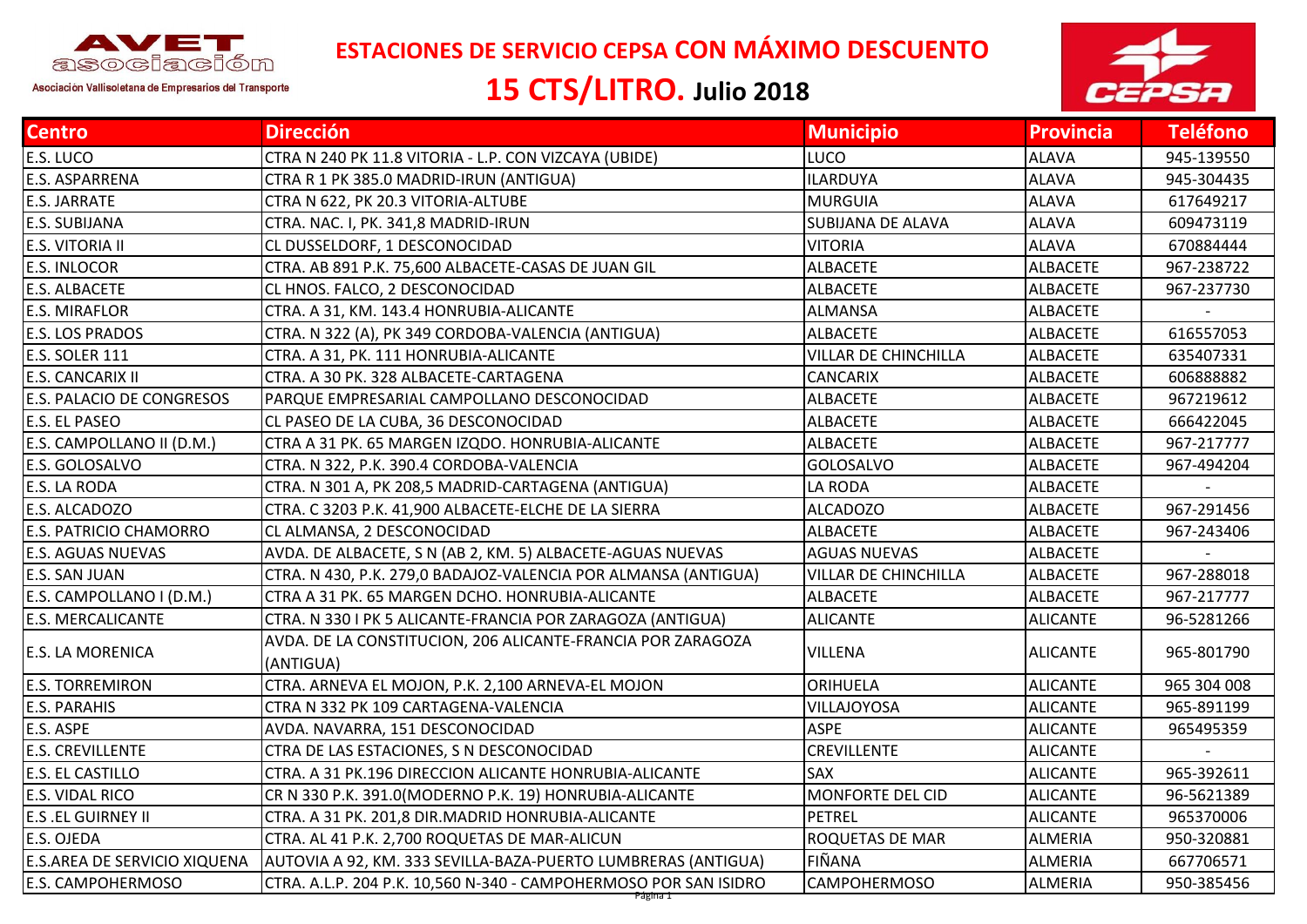# ESTACIONES DE SERVICIO CEPSA CON MÁXIMO DESCUENTO

## 15 CTS/LITRO. Julio 2018

| Centro | Dirección | Municipio | Provincia | Teléfono |
|---|---|---|---|---|
| E.S. LUCO | CTRA N 240 PK 11.8 VITORIA - L.P. CON VIZCAYA (UBIDE) | LUCO | ALAVA | 945-139550 |
| E.S. ASPARRENA | CTRA R 1 PK 385.0 MADRID-IRUN (ANTIGUA) | ILARDUYA | ALAVA | 945-304435 |
| E.S. JARRATE | CTRA N 622, PK 20.3 VITORIA-ALTUBE | MURGUIA | ALAVA | 617649217 |
| E.S. SUBIJANA | CTRA. NAC. I, PK. 341,8 MADRID-IRUN | SUBIJANA DE ALAVA | ALAVA | 609473119 |
| E.S. VITORIA II | CL DUSSELDORF, 1 DESCONOCIDAD | VITORIA | ALAVA | 670884444 |
| E.S. INLOCOR | CTRA. AB 891 P.K. 75,600 ALBACETE-CASAS DE JUAN GIL | ALBACETE | ALBACETE | 967-238722 |
| E.S. ALBACETE | CL HNOS. FALCO, 2 DESCONOCIDAD | ALBACETE | ALBACETE | 967-237730 |
| E.S. MIRAFLOR | CTRA. A 31, KM. 143.4 HONRUBIA-ALICANTE | ALMANSA | ALBACETE | - |
| E.S. LOS PRADOS | CTRA. N 322 (A), PK 349 CORDOBA-VALENCIA (ANTIGUA) | ALBACETE | ALBACETE | 616557053 |
| E.S. SOLER 111 | CTRA. A 31, PK. 111 HONRUBIA-ALICANTE | VILLAR DE CHINCHILLA | ALBACETE | 635407331 |
| E.S. CANCARIX II | CTRA. A 30 PK. 328 ALBACETE-CARTAGENA | CANCARIX | ALBACETE | 606888882 |
| E.S. PALACIO DE CONGRESOS | PARQUE EMPRESARIAL CAMPOLLANO DESCONOCIDAD | ALBACETE | ALBACETE | 967219612 |
| E.S. EL PASEO | CL PASEO DE LA CUBA, 36 DESCONOCIDAD | ALBACETE | ALBACETE | 666422045 |
| E.S. CAMPOLLANO II (D.M.) | CTRA A 31 PK. 65 MARGEN IZQDO. HONRUBIA-ALICANTE | ALBACETE | ALBACETE | 967-217777 |
| E.S. GOLOSALVO | CTRA. N 322, P.K. 390.4 CORDOBA-VALENCIA | GOLOSALVO | ALBACETE | 967-494204 |
| E.S. LA RODA | CTRA. N 301 A, PK 208,5 MADRID-CARTAGENA (ANTIGUA) | LA RODA | ALBACETE | - |
| E.S. ALCADOZO | CTRA. C 3203 P.K. 41,900 ALBACETE-ELCHE DE LA SIERRA | ALCADOZO | ALBACETE | 967-291456 |
| E.S. PATRICIO CHAMORRO | CL ALMANSA, 2 DESCONOCIDAD | ALBACETE | ALBACETE | 967-243406 |
| E.S. AGUAS NUEVAS | AVDA. DE ALBACETE, S N (AB 2, KM. 5) ALBACETE-AGUAS NUEVAS | AGUAS NUEVAS | ALBACETE | - |
| E.S. SAN JUAN | CTRA. N 430, P.K. 279,0 BADAJOZ-VALENCIA POR ALMANSA (ANTIGUA) | VILLAR DE CHINCHILLA | ALBACETE | 967-288018 |
| E.S. CAMPOLLANO I (D.M.) | CTRA A 31 PK. 65 MARGEN DCHO. HONRUBIA-ALICANTE | ALBACETE | ALBACETE | 967-217777 |
| E.S. MERCALICANTE | CTRA. N 330 I PK 5 ALICANTE-FRANCIA POR ZARAGOZA (ANTIGUA) | ALICANTE | ALICANTE | 96-5281266 |
| E.S. LA MORENICA | AVDA. DE LA CONSTITUCION, 206 ALICANTE-FRANCIA POR ZARAGOZA (ANTIGUA) | VILLENA | ALICANTE | 965-801790 |
| E.S. TORREMIRON | CTRA. ARNEVA EL MOJON, P.K. 2,100 ARNEVA-EL MOJON | ORIHUELA | ALICANTE | 965 304 008 |
| E.S. PARAHIS | CTRA N 332 PK 109 CARTAGENA-VALENCIA | VILLAJOYOSA | ALICANTE | 965-891199 |
| E.S. ASPE | AVDA. NAVARRA, 151 DESCONOCIDAD | ASPE | ALICANTE | 965495359 |
| E.S. CREVILLENTE | CTRA DE LAS ESTACIONES, S N DESCONOCIDAD | CREVILLENTE | ALICANTE | - |
| E.S. EL CASTILLO | CTRA. A 31 PK.196 DIRECCION ALICANTE HONRUBIA-ALICANTE | SAX | ALICANTE | 965-392611 |
| E.S. VIDAL RICO | CR N 330 P.K. 391.0(MODERNO P.K. 19) HONRUBIA-ALICANTE | MONFORTE DEL CID | ALICANTE | 96-5621389 |
| E.S .EL GUIRNEY II | CTRA. A 31 PK. 201,8 DIR.MADRID HONRUBIA-ALICANTE | PETREL | ALICANTE | 965370006 |
| E.S. OJEDA | CTRA. AL 41 P.K. 2,700 ROQUETAS DE MAR-ALICUN | ROQUETAS DE MAR | ALMERIA | 950-320881 |
| E.S.AREA DE SERVICIO XIQUENA | AUTOVIA A 92, KM. 333 SEVILLA-BAZA-PUERTO LUMBRERAS (ANTIGUA) | FIÑANA | ALMERIA | 667706571 |
| E.S. CAMPOHERMOSO | CTRA. A.L.P. 204 P.K. 10,560 N-340 - CAMPOHERMOSO POR SAN ISIDRO | CAMPOHERMOSO | ALMERIA | 950-385456 |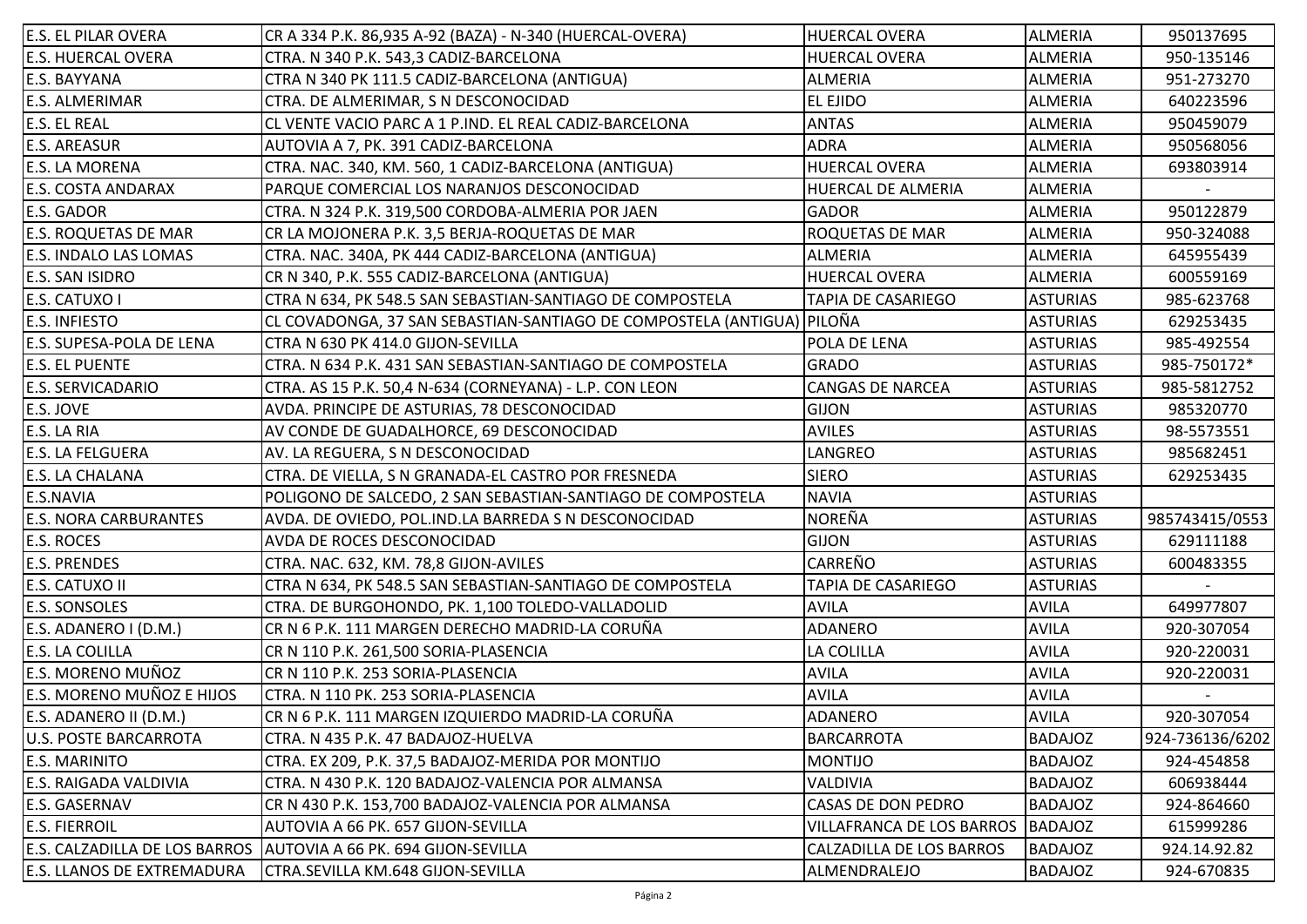| E.S. EL PILAR OVERA | CR A 334 P.K. 86,935 A-92 (BAZA) - N-340 (HUERCAL-OVERA) | HUERCAL OVERA | ALMERIA | 950137695 |
|---|---|---|---|---|
| E.S. HUERCAL OVERA | CTRA. N 340 P.K. 543,3 CADIZ-BARCELONA | HUERCAL OVERA | ALMERIA | 950-135146 |
| E.S. BAYYANA | CTRA N 340 PK 111.5 CADIZ-BARCELONA (ANTIGUA) | ALMERIA | ALMERIA | 951-273270 |
| E.S. ALMERIMAR | CTRA. DE ALMERIMAR, S N DESCONOCIDAD | EL EJIDO | ALMERIA | 640223596 |
| E.S. EL REAL | CL VENTE VACIO PARC A 1 P.IND. EL REAL CADIZ-BARCELONA | ANTAS | ALMERIA | 950459079 |
| E.S. AREASUR | AUTOVIA A 7, PK. 391 CADIZ-BARCELONA | ADRA | ALMERIA | 950568056 |
| E.S. LA MORENA | CTRA. NAC. 340, KM. 560, 1 CADIZ-BARCELONA (ANTIGUA) | HUERCAL OVERA | ALMERIA | 693803914 |
| E.S. COSTA ANDARAX | PARQUE COMERCIAL LOS NARANJOS DESCONOCIDAD | HUERCAL DE ALMERIA | ALMERIA | - |
| E.S. GADOR | CTRA. N 324 P.K. 319,500 CORDOBA-ALMERIA POR JAEN | GADOR | ALMERIA | 950122879 |
| E.S. ROQUETAS DE MAR | CR LA MOJONERA P.K. 3,5 BERJA-ROQUETAS DE MAR | ROQUETAS DE MAR | ALMERIA | 950-324088 |
| E.S. INDALO LAS LOMAS | CTRA. NAC. 340A, PK 444 CADIZ-BARCELONA (ANTIGUA) | ALMERIA | ALMERIA | 645955439 |
| E.S. SAN ISIDRO | CR N 340, P.K. 555 CADIZ-BARCELONA (ANTIGUA) | HUERCAL OVERA | ALMERIA | 600559169 |
| E.S. CATUXO I | CTRA N 634, PK 548.5 SAN SEBASTIAN-SANTIAGO DE COMPOSTELA | TAPIA DE CASARIEGO | ASTURIAS | 985-623768 |
| E.S. INFIESTO | CL COVADONGA, 37 SAN SEBASTIAN-SANTIAGO DE COMPOSTELA (ANTIGUA) | PILOÑA | ASTURIAS | 629253435 |
| E.S. SUPESA-POLA DE LENA | CTRA N 630 PK 414.0 GIJON-SEVILLA | POLA DE LENA | ASTURIAS | 985-492554 |
| E.S. EL PUENTE | CTRA. N 634 P.K. 431 SAN SEBASTIAN-SANTIAGO DE COMPOSTELA | GRADO | ASTURIAS | 985-750172* |
| E.S. SERVICADARIO | CTRA. AS 15 P.K. 50,4 N-634 (CORNEYANA) - L.P. CON LEON | CANGAS DE NARCEA | ASTURIAS | 985-5812752 |
| E.S. JOVE | AVDA. PRINCIPE DE ASTURIAS, 78 DESCONOCIDAD | GIJON | ASTURIAS | 985320770 |
| E.S. LA RIA | AV CONDE DE GUADALHORCE, 69 DESCONOCIDAD | AVILES | ASTURIAS | 98-5573551 |
| E.S. LA FELGUERA | AV. LA REGUERA, S N DESCONOCIDAD | LANGREO | ASTURIAS | 985682451 |
| E.S. LA CHALANA | CTRA. DE VIELLA, S N GRANADA-EL CASTRO POR FRESNEDA | SIERO | ASTURIAS | 629253435 |
| E.S.NAVIA | POLIGONO DE SALCEDO, 2 SAN SEBASTIAN-SANTIAGO DE COMPOSTELA | NAVIA | ASTURIAS | |
| E.S. NORA CARBURANTES | AVDA. DE OVIEDO, POL.IND.LA BARREDA S N DESCONOCIDAD | NOREÑA | ASTURIAS | 985743415/0553 |
| E.S. ROCES | AVDA DE ROCES DESCONOCIDAD | GIJON | ASTURIAS | 629111188 |
| E.S. PRENDES | CTRA. NAC. 632, KM. 78,8 GIJON-AVILES | CARREÑO | ASTURIAS | 600483355 |
| E.S. CATUXO II | CTRA N 634, PK 548.5 SAN SEBASTIAN-SANTIAGO DE COMPOSTELA | TAPIA DE CASARIEGO | ASTURIAS | - |
| E.S. SONSOLES | CTRA. DE BURGOHONDO, PK. 1,100 TOLEDO-VALLADOLID | AVILA | AVILA | 649977807 |
| E.S. ADANERO I (D.M.) | CR N 6 P.K. 111 MARGEN DERECHO MADRID-LA CORUÑA | ADANERO | AVILA | 920-307054 |
| E.S. LA COLILLA | CR N 110 P.K. 261,500 SORIA-PLASENCIA | LA COLILLA | AVILA | 920-220031 |
| E.S. MORENO MUÑOZ | CR N 110 P.K. 253 SORIA-PLASENCIA | AVILA | AVILA | 920-220031 |
| E.S. MORENO MUÑOZ E HIJOS | CTRA. N 110 PK. 253 SORIA-PLASENCIA | AVILA | AVILA | - |
| E.S. ADANERO II (D.M.) | CR N 6 P.K. 111 MARGEN IZQUIERDO MADRID-LA CORUÑA | ADANERO | AVILA | 920-307054 |
| U.S. POSTE BARCARROTA | CTRA. N 435 P.K. 47 BADAJOZ-HUELVA | BARCARROTA | BADAJOZ | 924-736136/6202 |
| E.S. MARINITO | CTRA. EX 209, P.K. 37,5 BADAJOZ-MERIDA POR MONTIJO | MONTIJO | BADAJOZ | 924-454858 |
| E.S. RAIGADA VALDIVIA | CTRA. N 430 P.K. 120 BADAJOZ-VALENCIA POR ALMANSA | VALDIVIA | BADAJOZ | 606938444 |
| E.S. GASERNAV | CR N 430 P.K. 153,700 BADAJOZ-VALENCIA POR ALMANSA | CASAS DE DON PEDRO | BADAJOZ | 924-864660 |
| E.S. FIERROIL | AUTOVIA A 66 PK. 657 GIJON-SEVILLA | VILLAFRANCA DE LOS BARROS | BADAJOZ | 615999286 |
| E.S. CALZADILLA DE LOS BARROS | AUTOVIA A 66 PK. 694 GIJON-SEVILLA | CALZADILLA DE LOS BARROS | BADAJOZ | 924.14.92.82 |
| E.S. LLANOS DE EXTREMADURA | CTRA.SEVILLA KM.648 GIJON-SEVILLA | ALMENDRALEJO | BADAJOZ | 924-670835 |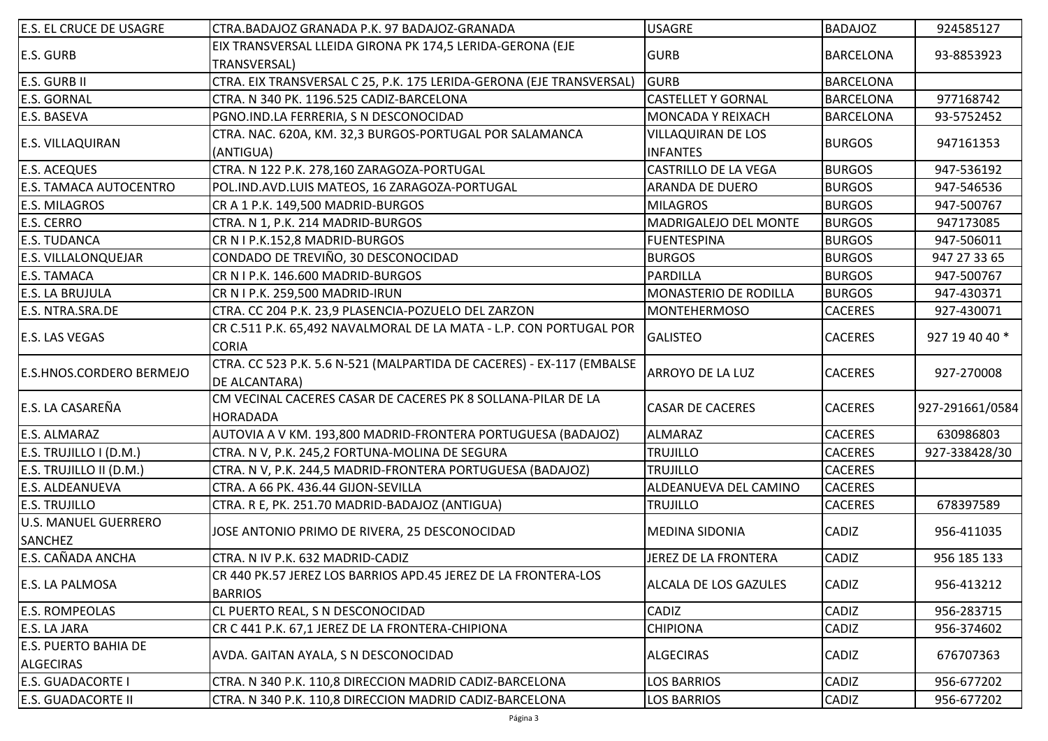| | | | | |
|---|---|---|---|---|
| E.S. EL CRUCE DE USAGRE | CTRA.BADAJOZ GRANADA P.K. 97 BADAJOZ-GRANADA | USAGRE | BADAJOZ | 924585127 |
| E.S. GURB | EIX TRANSVERSAL LLEIDA GIRONA PK 174,5 LERIDA-GERONA (EJE TRANSVERSAL) | GURB | BARCELONA | 93-8853923 |
| E.S. GURB II | CTRA. EIX TRANSVERSAL C 25, P.K. 175 LERIDA-GERONA (EJE TRANSVERSAL) | GURB | BARCELONA | |
| E.S. GORNAL | CTRA. N 340 PK. 1196.525 CADIZ-BARCELONA | CASTELLET Y GORNAL | BARCELONA | 977168742 |
| E.S. BASEVA | PGNO.IND.LA FERRERIA, S N DESCONOCIDAD | MONCADA Y REIXACH | BARCELONA | 93-5752452 |
| E.S. VILLAQUIRAN | CTRA. NAC. 620A, KM. 32,3 BURGOS-PORTUGAL POR SALAMANCA (ANTIGUA) | VILLAQUIRAN DE LOS INFANTES | BURGOS | 947161353 |
| E.S. ACEQUES | CTRA. N 122 P.K. 278,160 ZARAGOZA-PORTUGAL | CASTRILLO DE LA VEGA | BURGOS | 947-536192 |
| E.S. TAMACA AUTOCENTRO | POL.IND.AVD.LUIS MATEOS, 16 ZARAGOZA-PORTUGAL | ARANDA DE DUERO | BURGOS | 947-546536 |
| E.S. MILAGROS | CR A 1 P.K. 149,500 MADRID-BURGOS | MILAGROS | BURGOS | 947-500767 |
| E.S. CERRO | CTRA. N 1, P.K. 214 MADRID-BURGOS | MADRIGALEJO DEL MONTE | BURGOS | 947173085 |
| E.S. TUDANCA | CR N I P.K.152,8 MADRID-BURGOS | FUENTESPINA | BURGOS | 947-506011 |
| E.S. VILLALONQUEJAR | CONDADO DE TREVIÑO, 30 DESCONOCIDAD | BURGOS | BURGOS | 947 27 33 65 |
| E.S. TAMACA | CR N I P.K. 146.600 MADRID-BURGOS | PARDILLA | BURGOS | 947-500767 |
| E.S. LA BRUJULA | CR N I P.K. 259,500 MADRID-IRUN | MONASTERIO DE RODILLA | BURGOS | 947-430371 |
| E.S. NTRA.SRA.DE | CTRA. CC 204 P.K. 23,9 PLASENCIA-POZUELO DEL ZARZON | MONTEHERMOSO | CACERES | 927-430071 |
| E.S. LAS VEGAS | CR C.511 P.K. 65,492 NAVALMORAL DE LA MATA - L.P. CON PORTUGAL POR CORIA | GALISTEO | CACERES | 927 19 40 40 * |
| E.S.HNOS.CORDERO BERMEJO | CTRA. CC 523 P.K. 5.6 N-521 (MALPARTIDA DE CACERES) - EX-117 (EMBALSE DE ALCANTARA) | ARROYO DE LA LUZ | CACERES | 927-270008 |
| E.S. LA CASAREÑA | CM VECINAL CACERES CASAR DE CACERES PK 8 SOLLANA-PILAR DE LA HORADADA | CASAR DE CACERES | CACERES | 927-291661/0584 |
| E.S. ALMARAZ | AUTOVIA A V KM. 193,800 MADRID-FRONTERA PORTUGUESA (BADAJOZ) | ALMARAZ | CACERES | 630986803 |
| E.S. TRUJILLO I (D.M.) | CTRA. N V, P.K. 245,2 FORTUNA-MOLINA DE SEGURA | TRUJILLO | CACERES | 927-338428/30 |
| E.S. TRUJILLO II (D.M.) | CTRA. N V, P.K. 244,5 MADRID-FRONTERA PORTUGUESA (BADAJOZ) | TRUJILLO | CACERES | |
| E.S. ALDEANUEVA | CTRA. A 66 PK. 436.44 GIJON-SEVILLA | ALDEANUEVA DEL CAMINO | CACERES | |
| E.S. TRUJILLO | CTRA. R E, PK. 251.70 MADRID-BADAJOZ (ANTIGUA) | TRUJILLO | CACERES | 678397589 |
| U.S. MANUEL GUERRERO SANCHEZ | JOSE ANTONIO PRIMO DE RIVERA, 25 DESCONOCIDAD | MEDINA SIDONIA | CADIZ | 956-411035 |
| E.S. CAÑADA ANCHA | CTRA. N IV P.K. 632 MADRID-CADIZ | JEREZ DE LA FRONTERA | CADIZ | 956 185 133 |
| E.S. LA PALMOSA | CR 440 PK.57 JEREZ LOS BARRIOS APD.45 JEREZ DE LA FRONTERA-LOS BARRIOS | ALCALA DE LOS GAZULES | CADIZ | 956-413212 |
| E.S. ROMPEOLAS | CL PUERTO REAL, S N DESCONOCIDAD | CADIZ | CADIZ | 956-283715 |
| E.S. LA JARA | CR C 441 P.K. 67,1 JEREZ DE LA FRONTERA-CHIPIONA | CHIPIONA | CADIZ | 956-374602 |
| E.S. PUERTO BAHIA DE ALGECIRAS | AVDA. GAITAN AYALA, S N DESCONOCIDAD | ALGECIRAS | CADIZ | 676707363 |
| E.S. GUADACORTE I | CTRA. N 340 P.K. 110,8 DIRECCION MADRID CADIZ-BARCELONA | LOS BARRIOS | CADIZ | 956-677202 |
| E.S. GUADACORTE II | CTRA. N 340 P.K. 110,8 DIRECCION MADRID CADIZ-BARCELONA | LOS BARRIOS | CADIZ | 956-677202 |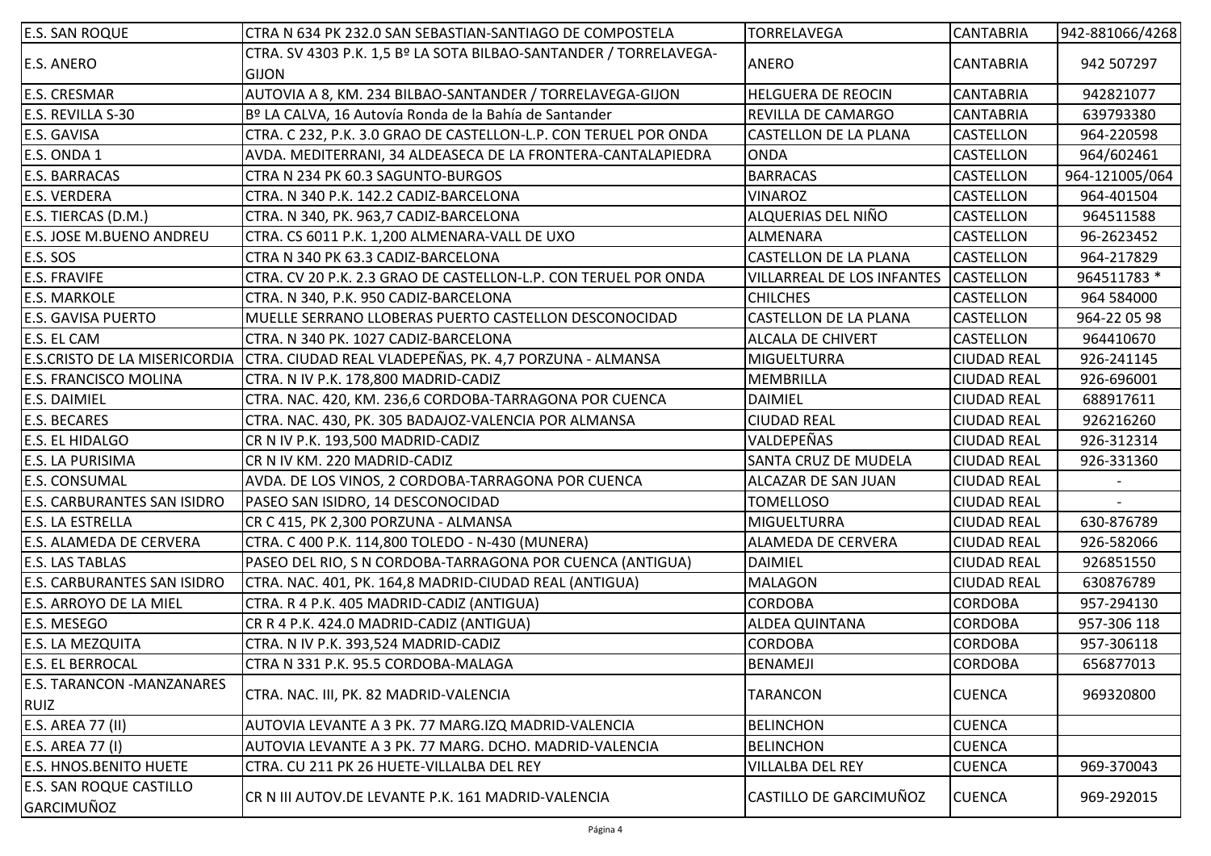| E.S. SAN ROQUE | CTRA N 634 PK 232.0 SAN SEBASTIAN-SANTIAGO DE COMPOSTELA | TORRELAVEGA | CANTABRIA | 942-881066/4268 |
|---|---|---|---|---|
| E.S. ANERO | CTRA. SV 4303 P.K. 1,5 Bº LA SOTA BILBAO-SANTANDER / TORRELAVEGA-GIJON | ANERO | CANTABRIA | 942 507297 |
| E.S. CRESMAR | AUTOVIA A 8, KM. 234 BILBAO-SANTANDER / TORRELAVEGA-GIJON | HELGUERA DE REOCIN | CANTABRIA | 942821077 |
| E.S. REVILLA S-30 | Bº LA CALVA, 16 Autovía Ronda de la Bahía de Santander | REVILLA DE CAMARGO | CANTABRIA | 639793380 |
| E.S. GAVISA | CTRA. C 232, P.K. 3.0 GRAO DE CASTELLON-L.P. CON TERUEL POR ONDA | CASTELLON DE LA PLANA | CASTELLON | 964-220598 |
| E.S. ONDA 1 | AVDA. MEDITERRANI, 34 ALDEASECA DE LA FRONTERA-CANTALAPIEDRA | ONDA | CASTELLON | 964/602461 |
| E.S. BARRACAS | CTRA N 234 PK 60.3 SAGUNTO-BURGOS | BARRACAS | CASTELLON | 964-121005/064 |
| E.S. VERDERA | CTRA. N 340 P.K. 142.2 CADIZ-BARCELONA | VINAROZ | CASTELLON | 964-401504 |
| E.S. TIERCAS (D.M.) | CTRA. N 340, PK. 963,7 CADIZ-BARCELONA | ALQUERIAS DEL NIÑO | CASTELLON | 964511588 |
| E.S. JOSE M.BUENO ANDREU | CTRA. CS 6011 P.K. 1,200 ALMENARA-VALL DE UXO | ALMENARA | CASTELLON | 96-2623452 |
| E.S. SOS | CTRA N 340 PK 63.3 CADIZ-BARCELONA | CASTELLON DE LA PLANA | CASTELLON | 964-217829 |
| E.S. FRAVIFE | CTRA. CV 20 P.K. 2.3 GRAO DE CASTELLON-L.P. CON TERUEL POR ONDA | VILLARREAL DE LOS INFANTES | CASTELLON | 964511783 * |
| E.S. MARKOLE | CTRA. N 340, P.K. 950 CADIZ-BARCELONA | CHILCHES | CASTELLON | 964 584000 |
| E.S. GAVISA PUERTO | MUELLE SERRANO LLOBERAS PUERTO CASTELLON DESCONOCIDAD | CASTELLON DE LA PLANA | CASTELLON | 964-22 05 98 |
| E.S. EL CAM | CTRA. N 340 PK. 1027 CADIZ-BARCELONA | ALCALA DE CHIVERT | CASTELLON | 964410670 |
| E.S.CRISTO DE LA MISERICORDIA | CTRA. CIUDAD REAL VLADEPEÑAS, PK. 4,7 PORZUNA - ALMANSA | MIGUELTURRA | CIUDAD REAL | 926-241145 |
| E.S. FRANCISCO MOLINA | CTRA. N IV P.K. 178,800 MADRID-CADIZ | MEMBRILLA | CIUDAD REAL | 926-696001 |
| E.S. DAIMIEL | CTRA. NAC. 420, KM. 236,6 CORDOBA-TARRAGONA POR CUENCA | DAIMIEL | CIUDAD REAL | 688917611 |
| E.S. BECARES | CTRA. NAC. 430, PK. 305 BADAJOZ-VALENCIA POR ALMANSA | CIUDAD REAL | CIUDAD REAL | 926216260 |
| E.S. EL HIDALGO | CR N IV P.K. 193,500 MADRID-CADIZ | VALDEPEÑAS | CIUDAD REAL | 926-312314 |
| E.S. LA PURISIMA | CR N IV KM. 220 MADRID-CADIZ | SANTA CRUZ DE MUDELA | CIUDAD REAL | 926-331360 |
| E.S. CONSUMAL | AVDA. DE LOS VINOS, 2 CORDOBA-TARRAGONA POR CUENCA | ALCAZAR DE SAN JUAN | CIUDAD REAL | - |
| E.S. CARBURANTES SAN ISIDRO | PASEO SAN ISIDRO, 14 DESCONOCIDAD | TOMELLOSO | CIUDAD REAL | - |
| E.S. LA ESTRELLA | CR C 415, PK 2,300 PORZUNA - ALMANSA | MIGUELTURRA | CIUDAD REAL | 630-876789 |
| E.S. ALAMEDA DE CERVERA | CTRA. C 400 P.K. 114,800 TOLEDO - N-430 (MUNERA) | ALAMEDA DE CERVERA | CIUDAD REAL | 926-582066 |
| E.S. LAS TABLAS | PASEO DEL RIO, S N CORDOBA-TARRAGONA POR CUENCA (ANTIGUA) | DAIMIEL | CIUDAD REAL | 926851550 |
| E.S. CARBURANTES SAN ISIDRO | CTRA. NAC. 401, PK. 164,8 MADRID-CIUDAD REAL (ANTIGUA) | MALAGON | CIUDAD REAL | 630876789 |
| E.S. ARROYO DE LA MIEL | CTRA. R 4 P.K. 405 MADRID-CADIZ (ANTIGUA) | CORDOBA | CORDOBA | 957-294130 |
| E.S. MESEGO | CR R 4 P.K. 424.0 MADRID-CADIZ (ANTIGUA) | ALDEA QUINTANA | CORDOBA | 957-306 118 |
| E.S. LA MEZQUITA | CTRA. N IV P.K. 393,524 MADRID-CADIZ | CORDOBA | CORDOBA | 957-306118 |
| E.S. EL BERROCAL | CTRA N 331 P.K. 95.5 CORDOBA-MALAGA | BENAMEJI | CORDOBA | 656877013 |
| E.S. TARANCON -MANZANARES RUIZ | CTRA. NAC. III, PK. 82 MADRID-VALENCIA | TARANCON | CUENCA | 969320800 |
| E.S. AREA 77 (II) | AUTOVIA LEVANTE A 3 PK. 77 MARG.IZQ MADRID-VALENCIA | BELINCHON | CUENCA | |
| E.S. AREA 77 (I) | AUTOVIA LEVANTE A 3 PK. 77 MARG. DCHO. MADRID-VALENCIA | BELINCHON | CUENCA | |
| E.S. HNOS.BENITO HUETE | CTRA. CU 211 PK 26 HUETE-VILLALBA DEL REY | VILLALBA DEL REY | CUENCA | 969-370043 |
| E.S. SAN ROQUE CASTILLO GARCIMUÑOZ | CR N III AUTOV.DE LEVANTE P.K. 161 MADRID-VALENCIA | CASTILLO DE GARCIMUÑOZ | CUENCA | 969-292015 |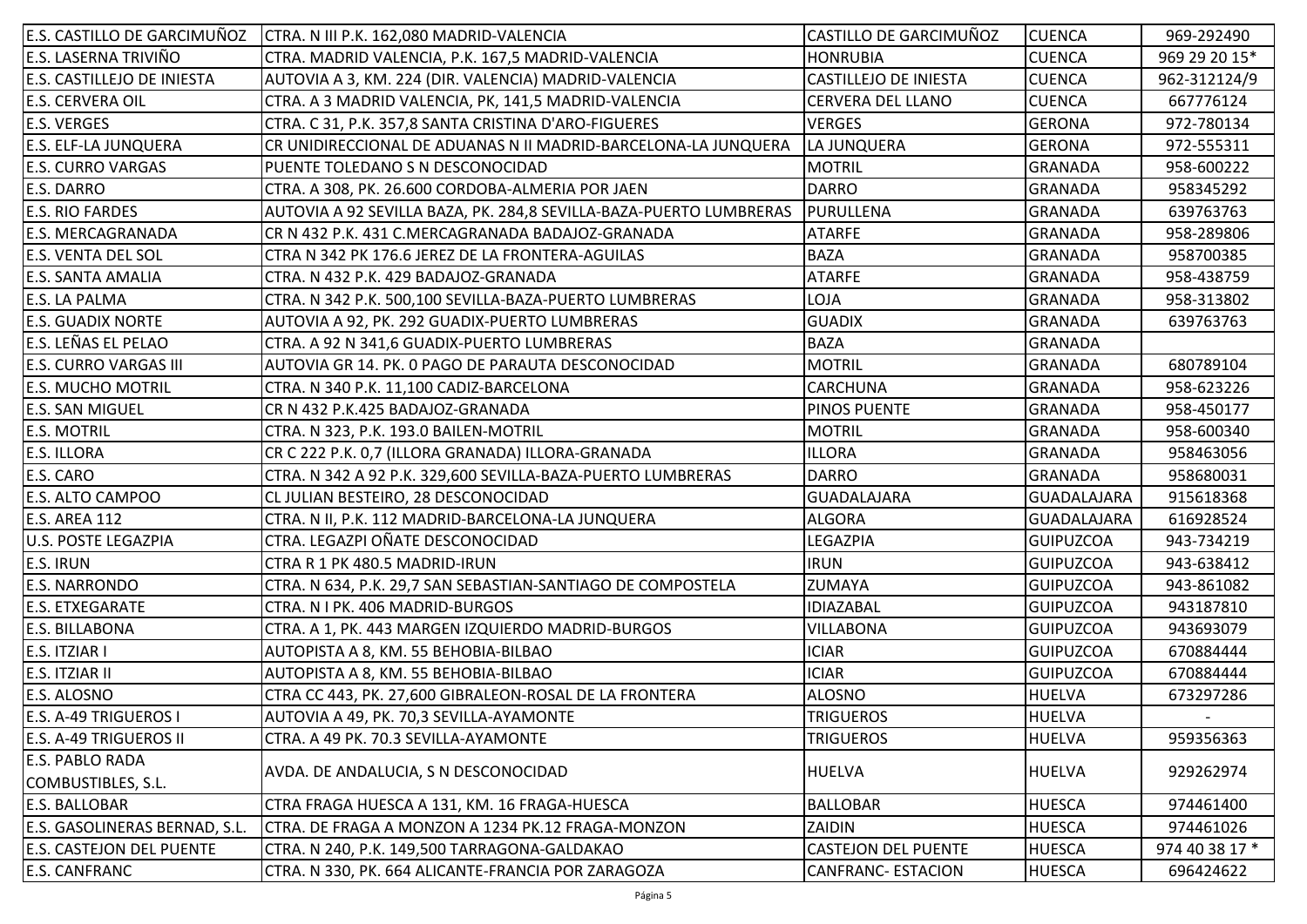| | | | | |
|---|---|---|---|---|
| E.S. CASTILLO DE GARCIMUÑOZ | CTRA. N III P.K. 162,080 MADRID-VALENCIA | CASTILLO DE GARCIMUÑOZ | CUENCA | 969-292490 |
| E.S. LASERNA TRIVIÑO | CTRA. MADRID VALENCIA, P.K. 167,5 MADRID-VALENCIA | HONRUBIA | CUENCA | 969 29 20 15* |
| E.S. CASTILLEJO DE INIESTA | AUTOVIA A 3, KM. 224 (DIR. VALENCIA) MADRID-VALENCIA | CASTILLEJO DE INIESTA | CUENCA | 962-312124/9 |
| E.S. CERVERA OIL | CTRA. A 3 MADRID VALENCIA, PK, 141,5 MADRID-VALENCIA | CERVERA DEL LLANO | CUENCA | 667776124 |
| E.S. VERGES | CTRA. C 31, P.K. 357,8 SANTA CRISTINA D'ARO-FIGUERES | VERGES | GERONA | 972-780134 |
| E.S. ELF-LA JUNQUERA | CR UNIDIRECCIONAL DE ADUANAS N II MADRID-BARCELONA-LA JUNQUERA | LA JUNQUERA | GERONA | 972-555311 |
| E.S. CURRO VARGAS | PUENTE TOLEDANO S N DESCONOCIDAD | MOTRIL | GRANADA | 958-600222 |
| E.S. DARRO | CTRA. A 308, PK. 26.600 CORDOBA-ALMERIA POR JAEN | DARRO | GRANADA | 958345292 |
| E.S. RIO FARDES | AUTOVIA A 92 SEVILLA BAZA, PK. 284,8 SEVILLA-BAZA-PUERTO LUMBRERAS | PURULLENA | GRANADA | 639763763 |
| E.S. MERCAGRANADA | CR N 432 P.K. 431 C.MERCAGRANADA BADAJOZ-GRANADA | ATARFE | GRANADA | 958-289806 |
| E.S. VENTA DEL SOL | CTRA N 342 PK 176.6 JEREZ DE LA FRONTERA-AGUILAS | BAZA | GRANADA | 958700385 |
| E.S. SANTA AMALIA | CTRA. N 432 P.K. 429 BADAJOZ-GRANADA | ATARFE | GRANADA | 958-438759 |
| E.S. LA PALMA | CTRA. N 342 P.K. 500,100 SEVILLA-BAZA-PUERTO LUMBRERAS | LOJA | GRANADA | 958-313802 |
| E.S. GUADIX NORTE | AUTOVIA A 92, PK. 292 GUADIX-PUERTO LUMBRERAS | GUADIX | GRANADA | 639763763 |
| E.S. LEÑAS EL PELAO | CTRA. A 92 N 341,6 GUADIX-PUERTO LUMBRERAS | BAZA | GRANADA | |
| E.S. CURRO VARGAS III | AUTOVIA GR 14. PK. 0 PAGO DE PARAUTA DESCONOCIDAD | MOTRIL | GRANADA | 680789104 |
| E.S. MUCHO MOTRIL | CTRA. N 340 P.K. 11,100 CADIZ-BARCELONA | CARCHUNA | GRANADA | 958-623226 |
| E.S. SAN MIGUEL | CR N 432 P.K.425 BADAJOZ-GRANADA | PINOS PUENTE | GRANADA | 958-450177 |
| E.S. MOTRIL | CTRA. N 323, P.K. 193.0 BAILEN-MOTRIL | MOTRIL | GRANADA | 958-600340 |
| E.S. ILLORA | CR C 222 P.K. 0,7 (ILLORA GRANADA) ILLORA-GRANADA | ILLORA | GRANADA | 958463056 |
| E.S. CARO | CTRA. N 342 A 92 P.K. 329,600 SEVILLA-BAZA-PUERTO LUMBRERAS | DARRO | GRANADA | 958680031 |
| E.S. ALTO CAMPOO | CL JULIAN BESTEIRO, 28 DESCONOCIDAD | GUADALAJARA | GUADALAJARA | 915618368 |
| E.S. AREA 112 | CTRA. N II, P.K. 112 MADRID-BARCELONA-LA JUNQUERA | ALGORA | GUADALAJARA | 616928524 |
| U.S. POSTE LEGAZPIA | CTRA. LEGAZPI OÑATE DESCONOCIDAD | LEGAZPIA | GUIPUZCOA | 943-734219 |
| E.S. IRUN | CTRA R 1 PK 480.5 MADRID-IRUN | IRUN | GUIPUZCOA | 943-638412 |
| E.S. NARRONDO | CTRA. N 634, P.K. 29,7 SAN SEBASTIAN-SANTIAGO DE COMPOSTELA | ZUMAYA | GUIPUZCOA | 943-861082 |
| E.S. ETXEGARATE | CTRA. N I PK. 406 MADRID-BURGOS | IDIAZABAL | GUIPUZCOA | 943187810 |
| E.S. BILLABONA | CTRA. A 1, PK. 443 MARGEN IZQUIERDO MADRID-BURGOS | VILLABONA | GUIPUZCOA | 943693079 |
| E.S. ITZIAR I | AUTOPISTA A 8, KM. 55 BEHOBIA-BILBAO | ICIAR | GUIPUZCOA | 670884444 |
| E.S. ITZIAR II | AUTOPISTA A 8, KM. 55 BEHOBIA-BILBAO | ICIAR | GUIPUZCOA | 670884444 |
| E.S. ALOSNO | CTRA CC 443, PK. 27,600 GIBRALEON-ROSAL DE LA FRONTERA | ALOSNO | HUELVA | 673297286 |
| E.S. A-49 TRIGUEROS I | AUTOVIA A 49, PK. 70,3 SEVILLA-AYAMONTE | TRIGUEROS | HUELVA | - |
| E.S. A-49 TRIGUEROS II | CTRA. A 49 PK. 70.3 SEVILLA-AYAMONTE | TRIGUEROS | HUELVA | 959356363 |
| E.S. PABLO RADA COMBUSTIBLES, S.L. | AVDA. DE ANDALUCIA, S N DESCONOCIDAD | HUELVA | HUELVA | 929262974 |
| E.S. BALLOBAR | CTRA FRAGA HUESCA A 131, KM. 16 FRAGA-HUESCA | BALLOBAR | HUESCA | 974461400 |
| E.S. GASOLINERAS BERNAD, S.L. | CTRA. DE FRAGA A MONZON A 1234 PK.12 FRAGA-MONZON | ZAIDIN | HUESCA | 974461026 |
| E.S. CASTEJON DEL PUENTE | CTRA. N 240, P.K. 149,500 TARRAGONA-GALDAKAO | CASTEJON DEL PUENTE | HUESCA | 974 40 38 17 * |
| E.S. CANFRANC | CTRA. N 330, PK. 664 ALICANTE-FRANCIA POR ZARAGOZA | CANFRANC- ESTACION | HUESCA | 696424622 |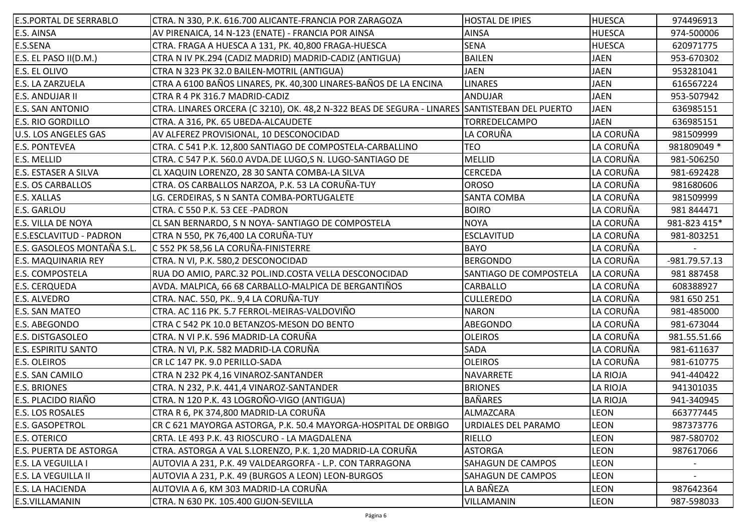| E.S.PORTAL DE SERRABLO | CTRA. N 330, P.K. 616.700 ALICANTE-FRANCIA POR ZARAGOZA | HOSTAL DE IPIES | HUESCA | 974496913 |
|---|---|---|---|---|
| E.S. AINSA | AV PIRENAICA, 14 N-123 (ENATE) - FRANCIA POR AINSA | AINSA | HUESCA | 974-500006 |
| E.S.SENA | CTRA. FRAGA A HUESCA A 131, PK. 40,800 FRAGA-HUESCA | SENA | HUESCA | 620971775 |
| E.S. EL PASO II(D.M.) | CTRA N IV PK.294 (CADIZ MADRID) MADRID-CADIZ (ANTIGUA) | BAILEN | JAEN | 953-670302 |
| E.S. EL OLIVO | CTRA N 323 PK 32.0 BAILEN-MOTRIL (ANTIGUA) | JAEN | JAEN | 953281041 |
| E.S. LA ZARZUELA | CTRA A 6100 BAÑOS LINARES, PK. 40,300 LINARES-BAÑOS DE LA ENCINA | LINARES | JAEN | 616567224 |
| E.S. ANDUJAR II | CTRA R 4 PK 316.7 MADRID-CADIZ | ANDUJAR | JAEN | 953-507942 |
| E.S. SAN ANTONIO | CTRA. LINARES ORCERA (C 3210), OK. 48,2 N-322 BEAS DE SEGURA - LINARES | SANTISTEBAN DEL PUERTO | JAEN | 636985151 |
| E.S. RIO GORDILLO | CTRA. A 316, PK. 65 UBEDA-ALCAUDETE | TORREDELCAMPO | JAEN | 636985151 |
| U.S. LOS ANGELES GAS | AV ALFEREZ PROVISIONAL, 10 DESCONOCIDAD | LA CORUÑA | LA CORUÑA | 981509999 |
| E.S. PONTEVEA | CTRA. C 541 P.K. 12,800 SANTIAGO DE COMPOSTELA-CARBALLINO | TEO | LA CORUÑA | 981809049 * |
| E.S. MELLID | CTRA. C 547 P.K. 560.0 AVDA.DE LUGO,S N. LUGO-SANTIAGO DE | MELLID | LA CORUÑA | 981-506250 |
| E.S. ESTASER A SILVA | CL XAQUIN LORENZO, 28 30 SANTA COMBA-LA SILVA | CERCEDA | LA CORUÑA | 981-692428 |
| E.S. OS CARBALLOS | CTRA. OS CARBALLOS NARZOA, P.K. 53 LA CORUÑA-TUY | OROSO | LA CORUÑA | 981680606 |
| E.S. XALLAS | LG. CERDEIRAS, S N SANTA COMBA-PORTUGALETE | SANTA COMBA | LA CORUÑA | 981509999 |
| E.S. GARLOU | CTRA. C 550 P.K. 53 CEE -PADRON | BOIRO | LA CORUÑA | 981 844471 |
| E.S. VILLA DE NOYA | CL SAN BERNARDO, S N NOYA- SANTIAGO DE COMPOSTELA | NOYA | LA CORUÑA | 981-823 415* |
| E.S.ESCLAVITUD - PADRON | CTRA N 550, PK 76,400 LA CORUÑA-TUY | ESCLAVITUD | LA CORUÑA | 981-803251 |
| E.S. GASOLEOS MONTAÑA S.L. | C 552 PK 58,56 LA CORUÑA-FINISTERRE | BAYO | LA CORUÑA | - |
| E.S. MAQUINARIA REY | CTRA. N VI, P.K. 580,2 DESCONOCIDAD | BERGONDO | LA CORUÑA | -981.79.57.13 |
| E.S. COMPOSTELA | RUA DO AMIO, PARC.32 POL.IND.COSTA VELLA DESCONOCIDAD | SANTIAGO DE COMPOSTELA | LA CORUÑA | 981 887458 |
| E.S. CERQUEDA | AVDA. MALPICA, 66 68 CARBALLO-MALPICA DE BERGANTIÑOS | CARBALLO | LA CORUÑA | 608388927 |
| E.S. ALVEDRO | CTRA. NAC. 550, PK.. 9,4 LA CORUÑA-TUY | CULLEREDO | LA CORUÑA | 981 650 251 |
| E.S. SAN MATEO | CTRA. AC 116 PK. 5.7 FERROL-MEIRAS-VALDOVIÑO | NARON | LA CORUÑA | 981-485000 |
| E.S. ABEGONDO | CTRA C 542 PK 10.0 BETANZOS-MESON DO BENTO | ABEGONDO | LA CORUÑA | 981-673044 |
| E.S. DISTGASOLEO | CTRA. N VI P.K. 596 MADRID-LA CORUÑA | OLEIROS | LA CORUÑA | 981.55.51.66 |
| E.S. ESPIRITU SANTO | CTRA. N VI, P.K. 582 MADRID-LA CORUÑA | SADA | LA CORUÑA | 981-611637 |
| E.S. OLEIROS | CR LC 147 PK. 9.0 PERILLO-SADA | OLEIROS | LA CORUÑA | 981-610775 |
| E.S. SAN CAMILO | CTRA N 232 PK 4,16 VINAROZ-SANTANDER | NAVARRETE | LA RIOJA | 941-440422 |
| E.S. BRIONES | CTRA. N 232, P.K. 441,4 VINAROZ-SANTANDER | BRIONES | LA RIOJA | 941301035 |
| E.S. PLACIDO RIAÑO | CTRA. N 120 P.K. 43 LOGROÑO-VIGO (ANTIGUA) | BAÑARES | LA RIOJA | 941-340945 |
| E.S. LOS ROSALES | CTRA R 6, PK 374,800 MADRID-LA CORUÑA | ALMAZCARA | LEON | 663777445 |
| E.S. GASOPETROL | CR C 621 MAYORGA ASTORGA, P.K. 50.4 MAYORGA-HOSPITAL DE ORBIGO | URDIALES DEL PARAMO | LEON | 987373776 |
| E.S. OTERICO | CRTA. LE 493 P.K. 43 RIOSCURO - LA MAGDALENA | RIELLO | LEON | 987-580702 |
| E.S. PUERTA DE ASTORGA | CTRA. ASTORGA A VAL S.LORENZO, P.K. 1,20 MADRID-LA CORUÑA | ASTORGA | LEON | 987617066 |
| E.S. LA VEGUILLA I | AUTOVIA A 231, P.K. 49 VALDEARGORFA - L.P. CON TARRAGONA | SAHAGUN DE CAMPOS | LEON | - |
| E.S. LA VEGUILLA II | AUTOVIA A 231, P.K. 49 (BURGOS A LEON) LEON-BURGOS | SAHAGUN DE CAMPOS | LEON | - |
| E.S. LA HACIENDA | AUTOVIA A 6, KM 303 MADRID-LA CORUÑA | LA BAÑEZA | LEON | 987642364 |
| E.S.VILLAMANIN | CTRA. N 630 PK. 105.400 GIJON-SEVILLA | VILLAMANIN | LEON | 987-598033 |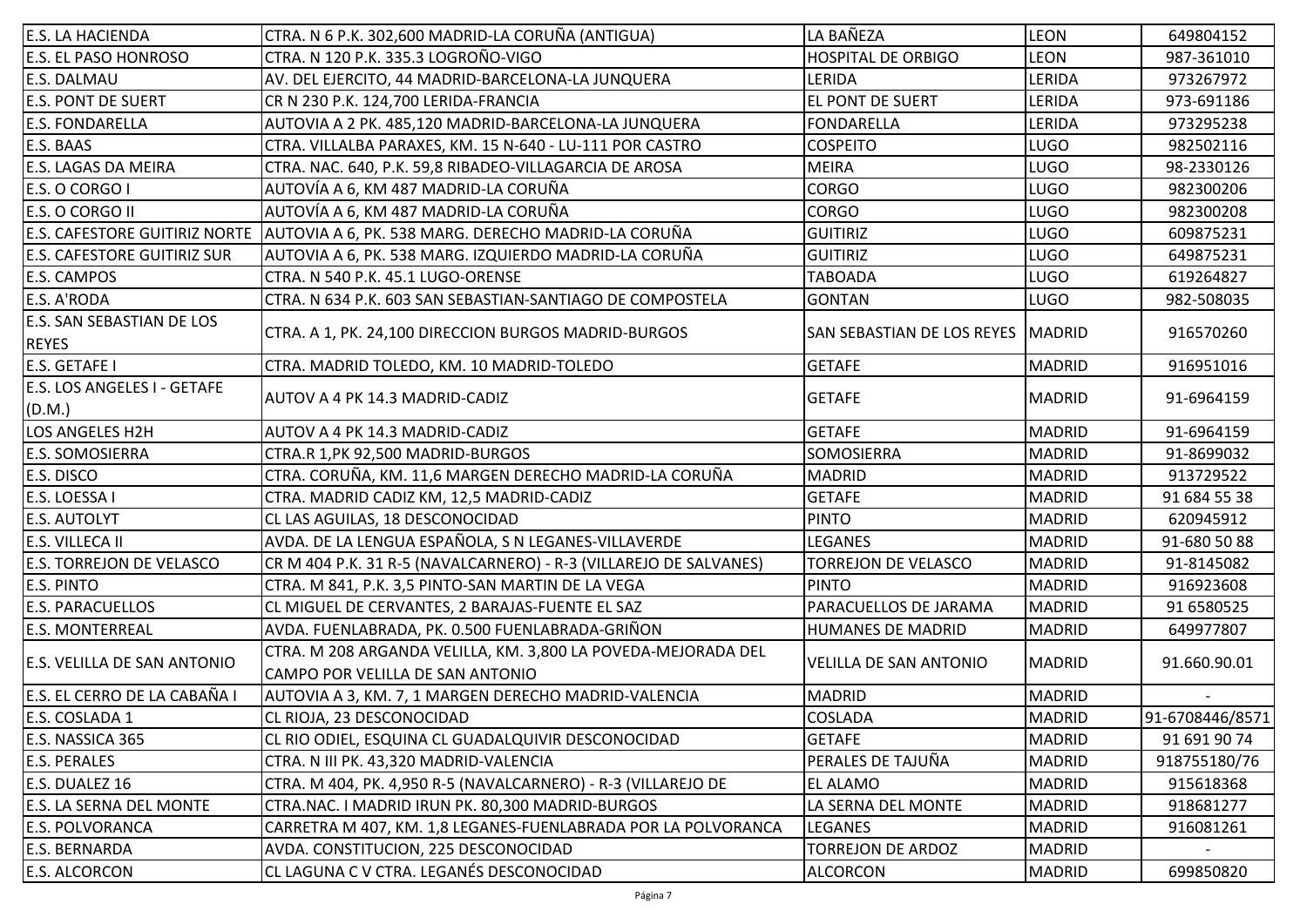| E.S. LA HACIENDA | CTRA. N 6 P.K. 302,600 MADRID-LA CORUÑA (ANTIGUA) | LA BAÑEZA | LEON | 649804152 |
|---|---|---|---|---|
| E.S. EL PASO HONROSO | CTRA. N 120 P.K. 335.3 LOGROÑO-VIGO | HOSPITAL DE ORBIGO | LEON | 987-361010 |
| E.S. DALMAU | AV. DEL EJERCITO, 44 MADRID-BARCELONA-LA JUNQUERA | LERIDA | LERIDA | 973267972 |
| E.S. PONT DE SUERT | CR N 230 P.K. 124,700 LERIDA-FRANCIA | EL PONT DE SUERT | LERIDA | 973-691186 |
| E.S. FONDARELLA | AUTOVIA A 2 PK. 485,120 MADRID-BARCELONA-LA JUNQUERA | FONDARELLA | LERIDA | 973295238 |
| E.S. BAAS | CTRA. VILLALBA PARAXES, KM. 15 N-640 - LU-111 POR CASTRO | COSPEITO | LUGO | 982502116 |
| E.S. LAGAS DA MEIRA | CTRA. NAC. 640, P.K. 59,8 RIBADEO-VILLAGARCIA DE AROSA | MEIRA | LUGO | 98-2330126 |
| E.S. O CORGO I | AUTOVÍA A 6, KM 487 MADRID-LA CORUÑA | CORGO | LUGO | 982300206 |
| E.S. O CORGO II | AUTOVÍA A 6, KM 487 MADRID-LA CORUÑA | CORGO | LUGO | 982300208 |
| E.S. CAFESTORE GUITIRIZ NORTE | AUTOVIA A 6, PK. 538 MARG. DERECHO MADRID-LA CORUÑA | GUITIRIZ | LUGO | 609875231 |
| E.S. CAFESTORE GUITIRIZ SUR | AUTOVIA A 6, PK. 538 MARG. IZQUIERDO MADRID-LA CORUÑA | GUITIRIZ | LUGO | 649875231 |
| E.S. CAMPOS | CTRA. N 540 P.K. 45.1 LUGO-ORENSE | TABOADA | LUGO | 619264827 |
| E.S. A'RODA | CTRA. N 634 P.K. 603 SAN SEBASTIAN-SANTIAGO DE COMPOSTELA | GONTAN | LUGO | 982-508035 |
| E.S. SAN SEBASTIAN DE LOS REYES | CTRA. A 1, PK. 24,100 DIRECCION BURGOS MADRID-BURGOS | SAN SEBASTIAN DE LOS REYES | MADRID | 916570260 |
| E.S. GETAFE I | CTRA. MADRID TOLEDO, KM. 10 MADRID-TOLEDO | GETAFE | MADRID | 916951016 |
| E.S. LOS ANGELES I - GETAFE (D.M.) | AUTOV A 4 PK 14.3 MADRID-CADIZ | GETAFE | MADRID | 91-6964159 |
| LOS ANGELES H2H | AUTOV A 4 PK 14.3 MADRID-CADIZ | GETAFE | MADRID | 91-6964159 |
| E.S. SOMOSIERRA | CTRA.R 1,PK 92,500 MADRID-BURGOS | SOMOSIERRA | MADRID | 91-8699032 |
| E.S. DISCO | CTRA. CORUÑA, KM. 11,6 MARGEN DERECHO MADRID-LA CORUÑA | MADRID | MADRID | 913729522 |
| E.S. LOESSA I | CTRA. MADRID CADIZ KM, 12,5 MADRID-CADIZ | GETAFE | MADRID | 91 684 55 38 |
| E.S. AUTOLYT | CL LAS AGUILAS, 18 DESCONOCIDAD | PINTO | MADRID | 620945912 |
| E.S. VILLECA II | AVDA. DE LA LENGUA ESPAÑOLA, S N LEGANES-VILLAVERDE | LEGANES | MADRID | 91-680 50 88 |
| E.S. TORREJON DE VELASCO | CR M 404 P.K. 31 R-5 (NAVALCARNERO) - R-3 (VILLAREJO DE SALVANES) | TORREJON DE VELASCO | MADRID | 91-8145082 |
| E.S. PINTO | CTRA. M 841, P.K. 3,5 PINTO-SAN MARTIN DE LA VEGA | PINTO | MADRID | 916923608 |
| E.S. PARACUELLOS | CL MIGUEL DE CERVANTES, 2 BARAJAS-FUENTE EL SAZ | PARACUELLOS DE JARAMA | MADRID | 91 6580525 |
| E.S. MONTERREAL | AVDA. FUENLABRADA, PK. 0.500 FUENLABRADA-GRIÑON | HUMANES DE MADRID | MADRID | 649977807 |
| E.S. VELILLA DE SAN ANTONIO | CTRA. M 208 ARGANDA VELILLA, KM. 3,800 LA POVEDA-MEJORADA DEL CAMPO POR VELILLA DE SAN ANTONIO | VELILLA DE SAN ANTONIO | MADRID | 91.660.90.01 |
| E.S. EL CERRO DE LA CABAÑA I | AUTOVIA A 3, KM. 7, 1 MARGEN DERECHO MADRID-VALENCIA | MADRID | MADRID | - |
| E.S. COSLADA 1 | CL RIOJA, 23 DESCONOCIDAD | COSLADA | MADRID | 91-6708446/8571 |
| E.S. NASSICA 365 | CL RIO ODIEL, ESQUINA CL GUADALQUIVIR DESCONOCIDAD | GETAFE | MADRID | 91 691 90 74 |
| E.S. PERALES | CTRA. N III PK. 43,320 MADRID-VALENCIA | PERALES DE TAJUÑA | MADRID | 918755180/76 |
| E.S. DUALEZ 16 | CTRA. M 404, PK. 4,950 R-5 (NAVALCARNERO) - R-3 (VILLAREJO DE | EL ALAMO | MADRID | 915618368 |
| E.S. LA SERNA DEL MONTE | CTRA.NAC. I MADRID IRUN PK. 80,300 MADRID-BURGOS | LA SERNA DEL MONTE | MADRID | 918681277 |
| E.S. POLVORANCA | CARRETRA M 407, KM. 1,8 LEGANES-FUENLABRADA POR LA POLVORANCA | LEGANES | MADRID | 916081261 |
| E.S. BERNARDA | AVDA. CONSTITUCION, 225 DESCONOCIDAD | TORREJON DE ARDOZ | MADRID | - |
| E.S. ALCORCON | CL LAGUNA C V CTRA. LEGANÉS DESCONOCIDAD | ALCORCON | MADRID | 699850820 |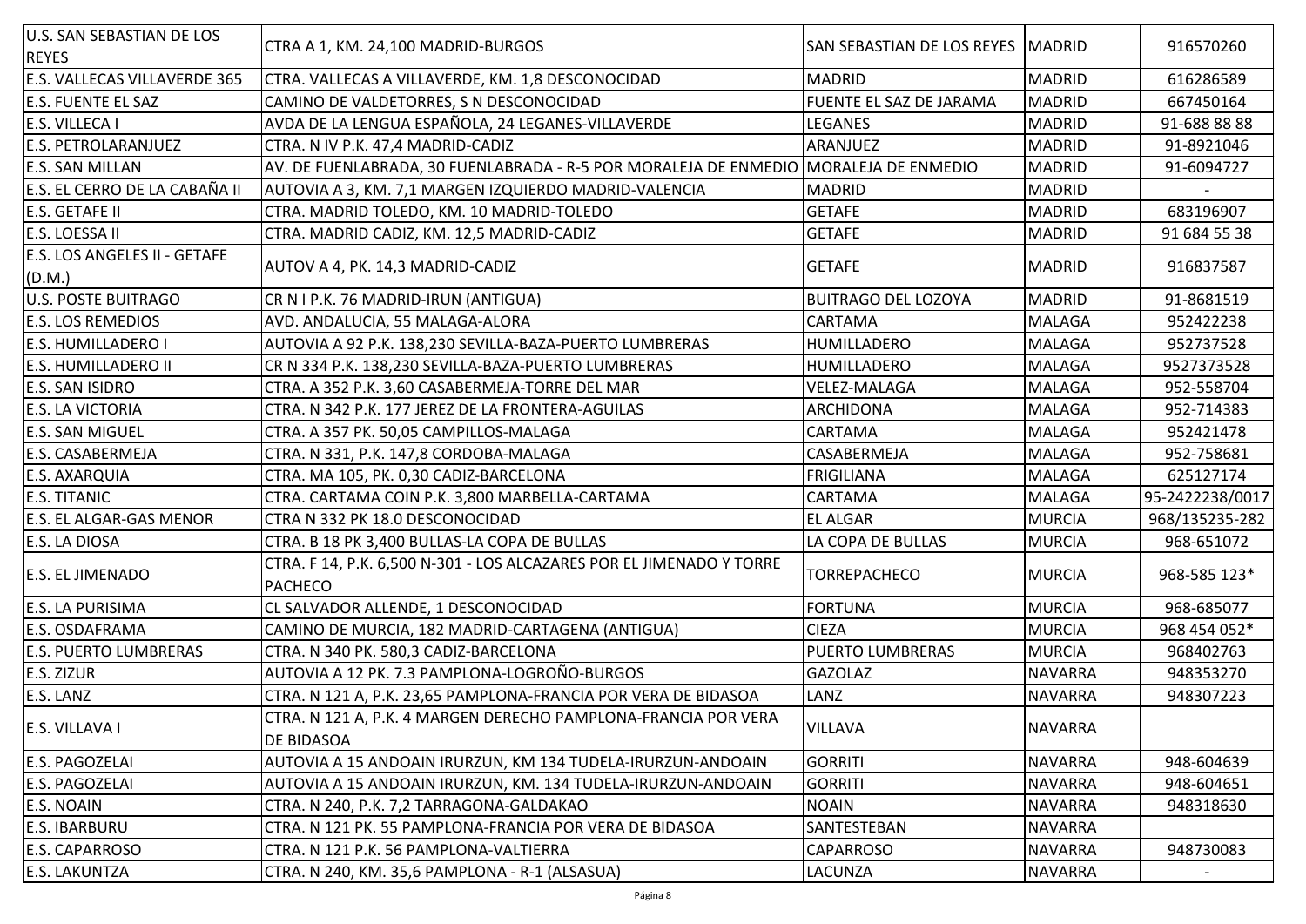| | | | | |
|---|---|---|---|---|
| U.S. SAN SEBASTIAN DE LOS REYES | CTRA A 1, KM. 24,100 MADRID-BURGOS | SAN SEBASTIAN DE LOS REYES | MADRID | 916570260 |
| E.S. VALLECAS VILLAVERDE 365 | CTRA. VALLECAS A VILLAVERDE, KM. 1,8 DESCONOCIDAD | MADRID | MADRID | 616286589 |
| E.S. FUENTE EL SAZ | CAMINO DE VALDETORRES, S N DESCONOCIDAD | FUENTE EL SAZ DE JARAMA | MADRID | 667450164 |
| E.S. VILLECA I | AVDA DE LA LENGUA ESPAÑOLA, 24 LEGANES-VILLAVERDE | LEGANES | MADRID | 91-688 88 88 |
| E.S. PETROLARANJUEZ | CTRA. N IV P.K. 47,4 MADRID-CADIZ | ARANJUEZ | MADRID | 91-8921046 |
| E.S. SAN MILLAN | AV. DE FUENLABRADA, 30 FUENLABRADA - R-5 POR MORALEJA DE ENMEDIO | MORALEJA DE ENMEDIO | MADRID | 91-6094727 |
| E.S. EL CERRO DE LA CABAÑA II | AUTOVIA A 3, KM. 7,1 MARGEN IZQUIERDO MADRID-VALENCIA | MADRID | MADRID | - |
| E.S. GETAFE II | CTRA. MADRID TOLEDO, KM. 10 MADRID-TOLEDO | GETAFE | MADRID | 683196907 |
| E.S. LOESSA II | CTRA. MADRID CADIZ, KM. 12,5 MADRID-CADIZ | GETAFE | MADRID | 91 684 55 38 |
| E.S. LOS ANGELES II - GETAFE (D.M.) | AUTOV A 4, PK. 14,3 MADRID-CADIZ | GETAFE | MADRID | 916837587 |
| U.S. POSTE BUITRAGO | CR N I P.K. 76 MADRID-IRUN (ANTIGUA) | BUITRAGO DEL LOZOYA | MADRID | 91-8681519 |
| E.S. LOS REMEDIOS | AVD. ANDALUCIA, 55 MALAGA-ALORA | CARTAMA | MALAGA | 952422238 |
| E.S. HUMILLADERO I | AUTOVIA A 92 P.K. 138,230 SEVILLA-BAZA-PUERTO LUMBRERAS | HUMILLADERO | MALAGA | 952737528 |
| E.S. HUMILLADERO II | CR N 334 P.K. 138,230 SEVILLA-BAZA-PUERTO LUMBRERAS | HUMILLADERO | MALAGA | 9527373528 |
| E.S. SAN ISIDRO | CTRA. A 352 P.K. 3,60 CASABERMEJA-TORRE DEL MAR | VELEZ-MALAGA | MALAGA | 952-558704 |
| E.S. LA VICTORIA | CTRA. N 342 P.K. 177 JEREZ DE LA FRONTERA-AGUILAS | ARCHIDONA | MALAGA | 952-714383 |
| E.S. SAN MIGUEL | CTRA. A 357 PK. 50,05 CAMPILLOS-MALAGA | CARTAMA | MALAGA | 952421478 |
| E.S. CASABERMEJA | CTRA. N 331, P.K. 147,8 CORDOBA-MALAGA | CASABERMEJA | MALAGA | 952-758681 |
| E.S. AXARQUIA | CTRA. MA 105, PK. 0,30 CADIZ-BARCELONA | FRIGILIANA | MALAGA | 625127174 |
| E.S. TITANIC | CTRA. CARTAMA COIN P.K. 3,800 MARBELLA-CARTAMA | CARTAMA | MALAGA | 95-2422238/0017 |
| E.S. EL ALGAR-GAS MENOR | CTRA N 332 PK 18.0 DESCONOCIDAD | EL ALGAR | MURCIA | 968/135235-282 |
| E.S. LA DIOSA | CTRA. B 18 PK 3,400 BULLAS-LA COPA DE BULLAS | LA COPA DE BULLAS | MURCIA | 968-651072 |
| E.S. EL JIMENADO | CTRA. F 14, P.K. 6,500 N-301 - LOS ALCAZARES POR EL JIMENADO Y TORRE PACHECO | TORREPACHECO | MURCIA | 968-585 123* |
| E.S. LA PURISIMA | CL SALVADOR ALLENDE, 1 DESCONOCIDAD | FORTUNA | MURCIA | 968-685077 |
| E.S. OSDAFRAMA | CAMINO DE MURCIA, 182 MADRID-CARTAGENA (ANTIGUA) | CIEZA | MURCIA | 968 454 052* |
| E.S. PUERTO LUMBRERAS | CTRA. N 340 PK. 580,3 CADIZ-BARCELONA | PUERTO LUMBRERAS | MURCIA | 968402763 |
| E.S. ZIZUR | AUTOVIA A 12 PK. 7.3 PAMPLONA-LOGROÑO-BURGOS | GAZOLAZ | NAVARRA | 948353270 |
| E.S. LANZ | CTRA. N 121 A, P.K. 23,65 PAMPLONA-FRANCIA POR VERA DE BIDASOA | LANZ | NAVARRA | 948307223 |
| E.S. VILLAVA I | CTRA. N 121 A, P.K. 4 MARGEN DERECHO PAMPLONA-FRANCIA POR VERA DE BIDASOA | VILLAVA | NAVARRA | |
| E.S. PAGOZELAI | AUTOVIA A 15 ANDOAIN IRURZUN, KM 134 TUDELA-IRURZUN-ANDOAIN | GORRITI | NAVARRA | 948-604639 |
| E.S. PAGOZELAI | AUTOVIA A 15 ANDOAIN IRURZUN, KM. 134 TUDELA-IRURZUN-ANDOAIN | GORRITI | NAVARRA | 948-604651 |
| E.S. NOAIN | CTRA. N 240, P.K. 7,2 TARRAGONA-GALDAKAO | NOAIN | NAVARRA | 948318630 |
| E.S. IBARBURU | CTRA. N 121 PK. 55 PAMPLONA-FRANCIA POR VERA DE BIDASOA | SANTESTEBAN | NAVARRA | |
| E.S. CAPARROSO | CTRA. N 121 P.K. 56 PAMPLONA-VALTIERRA | CAPARROSO | NAVARRA | 948730083 |
| E.S. LAKUNTZA | CTRA. N 240, KM. 35,6 PAMPLONA - R-1 (ALSASUA) | LACUNZA | NAVARRA | - |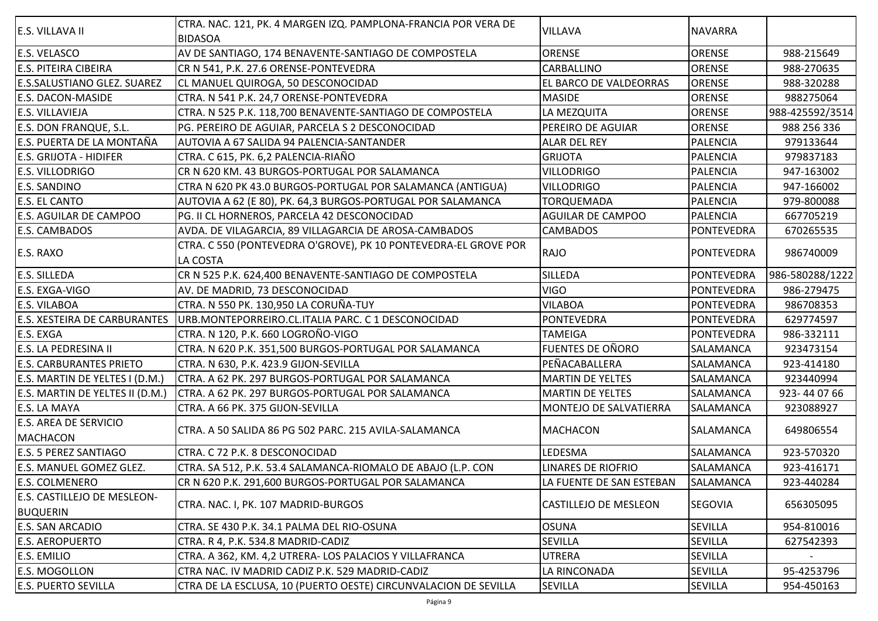| | | | | |
|---|---|---|---|---|
| E.S. VILLAVA II | CTRA. NAC. 121, PK. 4 MARGEN IZQ. PAMPLONA-FRANCIA POR VERA DE BIDASOA | VILLAVA | NAVARRA | |
| E.S. VELASCO | AV DE SANTIAGO, 174 BENAVENTE-SANTIAGO DE COMPOSTELA | ORENSE | ORENSE | 988-215649 |
| E.S. PITEIRA CIBEIRA | CR N 541, P.K. 27.6 ORENSE-PONTEVEDRA | CARBALLINO | ORENSE | 988-270635 |
| E.S.SALUSTIANO GLEZ. SUAREZ | CL MANUEL QUIROGA, 50 DESCONOCIDAD | EL BARCO DE VALDEORRAS | ORENSE | 988-320288 |
| E.S. DACON-MASIDE | CTRA. N 541 P.K. 24,7 ORENSE-PONTEVEDRA | MASIDE | ORENSE | 988275064 |
| E.S. VILLAVIEJA | CTRA. N 525 P.K. 118,700 BENAVENTE-SANTIAGO DE COMPOSTELA | LA MEZQUITA | ORENSE | 988-425592/3514 |
| E.S. DON FRANQUE, S.L. | PG. PEREIRO DE AGUIAR, PARCELA S 2 DESCONOCIDAD | PEREIRO DE AGUIAR | ORENSE | 988 256 336 |
| E.S. PUERTA DE LA MONTAÑA | AUTOVIA A 67 SALIDA 94 PALENCIA-SANTANDER | ALAR DEL REY | PALENCIA | 979133644 |
| E.S. GRIJOTA - HIDIFER | CTRA. C 615, PK. 6,2 PALENCIA-RIAÑO | GRIJOTA | PALENCIA | 979837183 |
| E.S. VILLODRIGO | CR N 620 KM. 43 BURGOS-PORTUGAL POR SALAMANCA | VILLODRIGO | PALENCIA | 947-163002 |
| E.S. SANDINO | CTRA N 620 PK 43.0 BURGOS-PORTUGAL POR SALAMANCA (ANTIGUA) | VILLODRIGO | PALENCIA | 947-166002 |
| E.S. EL CANTO | AUTOVIA A 62 (E 80), PK. 64,3 BURGOS-PORTUGAL POR SALAMANCA | TORQUEMADA | PALENCIA | 979-800088 |
| E.S. AGUILAR DE CAMPOO | PG. II CL HORNEROS, PARCELA 42 DESCONOCIDAD | AGUILAR DE CAMPOO | PALENCIA | 667705219 |
| E.S. CAMBADOS | AVDA. DE VILAGARCIA, 89 VILLAGARCIA DE AROSA-CAMBADOS | CAMBADOS | PONTEVEDRA | 670265535 |
| E.S. RAXO | CTRA. C 550 (PONTEVEDRA O'GROVE), PK 10 PONTEVEDRA-EL GROVE POR LA COSTA | RAJO | PONTEVEDRA | 986740009 |
| E.S. SILLEDA | CR N 525 P.K. 624,400 BENAVENTE-SANTIAGO DE COMPOSTELA | SILLEDA | PONTEVEDRA | 986-580288/1222 |
| E.S. EXGA-VIGO | AV. DE MADRID, 73 DESCONOCIDAD | VIGO | PONTEVEDRA | 986-279475 |
| E.S. VILABOA | CTRA. N 550 PK. 130,950 LA CORUÑA-TUY | VILABOA | PONTEVEDRA | 986708353 |
| E.S. XESTEIRA DE CARBURANTES | URB.MONTEPORREIRO.CL.ITALIA PARC. C 1 DESCONOCIDAD | PONTEVEDRA | PONTEVEDRA | 629774597 |
| E.S. EXGA | CTRA. N 120, P.K. 660 LOGROÑO-VIGO | TAMEIGA | PONTEVEDRA | 986-332111 |
| E.S. LA PEDRESINA II | CTRA. N 620 P.K. 351,500 BURGOS-PORTUGAL POR SALAMANCA | FUENTES DE OÑORO | SALAMANCA | 923473154 |
| E.S. CARBURANTES PRIETO | CTRA. N 630, P.K. 423.9 GIJON-SEVILLA | PEÑACABALLERA | SALAMANCA | 923-414180 |
| E.S. MARTIN DE YELTES I (D.M.) | CTRA. A 62 PK. 297 BURGOS-PORTUGAL POR SALAMANCA | MARTIN DE YELTES | SALAMANCA | 923440994 |
| E.S. MARTIN DE YELTES II (D.M.) | CTRA. A 62 PK. 297 BURGOS-PORTUGAL POR SALAMANCA | MARTIN DE YELTES | SALAMANCA | 923- 44 07 66 |
| E.S. LA MAYA | CTRA. A 66 PK. 375 GIJON-SEVILLA | MONTEJO DE SALVATIERRA | SALAMANCA | 923088927 |
| E.S. AREA DE SERVICIO MACHACON | CTRA. A 50 SALIDA 86 PG 502 PARC. 215 AVILA-SALAMANCA | MACHACON | SALAMANCA | 649806554 |
| E.S. 5 PEREZ SANTIAGO | CTRA. C 72 P.K. 8 DESCONOCIDAD | LEDESMA | SALAMANCA | 923-570320 |
| E.S. MANUEL GOMEZ GLEZ. | CTRA. SA 512, P.K. 53.4 SALAMANCA-RIOMALO DE ABAJO (L.P. CON | LINARES DE RIOFRIO | SALAMANCA | 923-416171 |
| E.S. COLMENERO | CR N 620 P.K. 291,600 BURGOS-PORTUGAL POR SALAMANCA | LA FUENTE DE SAN ESTEBAN | SALAMANCA | 923-440284 |
| E.S. CASTILLEJO DE MESLEON-BUQUERIN | CTRA. NAC. I, PK. 107 MADRID-BURGOS | CASTILLEJO DE MESLEON | SEGOVIA | 656305095 |
| E.S. SAN ARCADIO | CTRA. SE 430 P.K. 34.1 PALMA DEL RIO-OSUNA | OSUNA | SEVILLA | 954-810016 |
| E.S. AEROPUERTO | CTRA. R 4, P.K. 534.8 MADRID-CADIZ | SEVILLA | SEVILLA | 627542393 |
| E.S. EMILIO | CTRA. A 362, KM. 4,2 UTRERA- LOS PALACIOS Y VILLAFRANCA | UTRERA | SEVILLA | - |
| E.S. MOGOLLON | CTRA NAC. IV MADRID CADIZ P.K. 529 MADRID-CADIZ | LA RINCONADA | SEVILLA | 95-4253796 |
| E.S. PUERTO SEVILLA | CTRA DE LA ESCLUSA, 10 (PUERTO OESTE) CIRCUNVALACION DE SEVILLA | SEVILLA | SEVILLA | 954-450163 |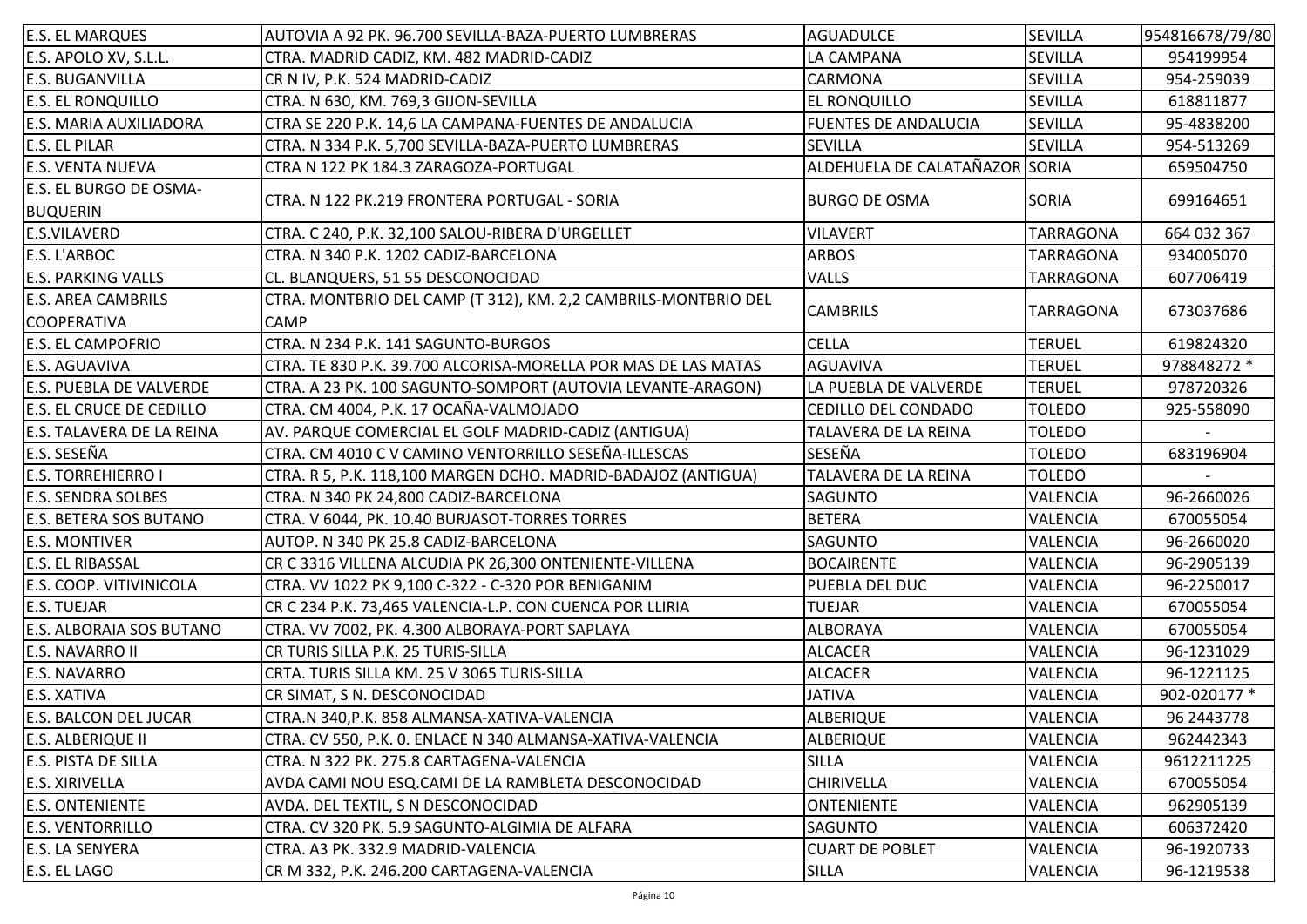| E.S. EL MARQUES | AUTOVIA A 92 PK. 96.700 SEVILLA-BAZA-PUERTO LUMBRERAS | AGUADULCE | SEVILLA | 954816678/79/80 |
|---|---|---|---|---|
| E.S. APOLO XV, S.L.L. | CTRA. MADRID CADIZ, KM. 482 MADRID-CADIZ | LA CAMPANA | SEVILLA | 954199954 |
| E.S. BUGANVILLA | CR N IV, P.K. 524 MADRID-CADIZ | CARMONA | SEVILLA | 954-259039 |
| E.S. EL RONQUILLO | CTRA. N 630, KM. 769,3 GIJON-SEVILLA | EL RONQUILLO | SEVILLA | 618811877 |
| E.S. MARIA AUXILIADORA | CTRA SE 220 P.K. 14,6 LA CAMPANA-FUENTES DE ANDALUCIA | FUENTES DE ANDALUCIA | SEVILLA | 95-4838200 |
| E.S. EL PILAR | CTRA. N 334 P.K. 5,700 SEVILLA-BAZA-PUERTO LUMBRERAS | SEVILLA | SEVILLA | 954-513269 |
| E.S. VENTA NUEVA | CTRA N 122 PK 184.3 ZARAGOZA-PORTUGAL | ALDEHUELA DE CALATAÑAZOR | SORIA | 659504750 |
| E.S. EL BURGO DE OSMA-BUQUERIN | CTRA. N 122 PK.219 FRONTERA PORTUGAL - SORIA | BURGO DE OSMA | SORIA | 699164651 |
| E.S.VILAVERD | CTRA. C 240, P.K. 32,100 SALOU-RIBERA D'URGELLET | VILAVERT | TARRAGONA | 664 032 367 |
| E.S. L'ARBOC | CTRA. N 340 P.K. 1202 CADIZ-BARCELONA | ARBOS | TARRAGONA | 934005070 |
| E.S. PARKING VALLS | CL. BLANQUERS, 51 55 DESCONOCIDAD | VALLS | TARRAGONA | 607706419 |
| E.S. AREA CAMBRILS COOPERATIVA | CTRA. MONTBRIO DEL CAMP (T 312), KM. 2,2 CAMBRILS-MONTBRIO DEL CAMP | CAMBRILS | TARRAGONA | 673037686 |
| E.S. EL CAMPOFRIO | CTRA. N 234 P.K. 141 SAGUNTO-BURGOS | CELLA | TERUEL | 619824320 |
| E.S. AGUAVIVA | CTRA. TE 830 P.K. 39.700 ALCORISA-MORELLA POR MAS DE LAS MATAS | AGUAVIVA | TERUEL | 978848272 * |
| E.S. PUEBLA DE VALVERDE | CTRA. A 23 PK. 100 SAGUNTO-SOMPORT (AUTOVIA LEVANTE-ARAGON) | LA PUEBLA DE VALVERDE | TERUEL | 978720326 |
| E.S. EL CRUCE DE CEDILLO | CTRA. CM 4004, P.K. 17 OCAÑA-VALMOJADO | CEDILLO DEL CONDADO | TOLEDO | 925-558090 |
| E.S. TALAVERA DE LA REINA | AV. PARQUE COMERCIAL EL GOLF MADRID-CADIZ (ANTIGUA) | TALAVERA DE LA REINA | TOLEDO | - |
| E.S. SESEÑA | CTRA. CM 4010 C V CAMINO VENTORRILLO SESEÑA-ILLESCAS | SESEÑA | TOLEDO | 683196904 |
| E.S. TORREHIERRO I | CTRA. R 5, P.K. 118,100 MARGEN DCHO. MADRID-BADAJOZ (ANTIGUA) | TALAVERA DE LA REINA | TOLEDO | - |
| E.S. SENDRA SOLBES | CTRA. N 340 PK 24,800 CADIZ-BARCELONA | SAGUNTO | VALENCIA | 96-2660026 |
| E.S. BETERA SOS BUTANO | CTRA. V 6044, PK. 10.40 BURJASOT-TORRES TORRES | BETERA | VALENCIA | 670055054 |
| E.S. MONTIVER | AUTOP. N 340 PK 25.8 CADIZ-BARCELONA | SAGUNTO | VALENCIA | 96-2660020 |
| E.S. EL RIBASSAL | CR C 3316 VILLENA ALCUDIA PK 26,300 ONTENIENTE-VILLENA | BOCAIRENTE | VALENCIA | 96-2905139 |
| E.S. COOP. VITIVINICOLA | CTRA. VV 1022 PK 9,100 C-322 - C-320 POR BENIGANIM | PUEBLA DEL DUC | VALENCIA | 96-2250017 |
| E.S. TUEJAR | CR C 234 P.K. 73,465 VALENCIA-L.P. CON CUENCA POR LLIRIA | TUEJAR | VALENCIA | 670055054 |
| E.S. ALBORAIA SOS BUTANO | CTRA. VV 7002, PK. 4.300 ALBORAYA-PORT SAPLAYA | ALBORAYA | VALENCIA | 670055054 |
| E.S. NAVARRO II | CR TURIS SILLA P.K. 25 TURIS-SILLA | ALCACER | VALENCIA | 96-1231029 |
| E.S. NAVARRO | CRTA. TURIS SILLA KM. 25 V 3065 TURIS-SILLA | ALCACER | VALENCIA | 96-1221125 |
| E.S. XATIVA | CR SIMAT, S N. DESCONOCIDAD | JATIVA | VALENCIA | 902-020177 * |
| E.S. BALCON DEL JUCAR | CTRA.N 340,P.K. 858 ALMANSA-XATIVA-VALENCIA | ALBERIQUE | VALENCIA | 96 2443778 |
| E.S. ALBERIQUE II | CTRA. CV 550, P.K. 0. ENLACE N 340 ALMANSA-XATIVA-VALENCIA | ALBERIQUE | VALENCIA | 962442343 |
| E.S. PISTA DE SILLA | CTRA. N 322 PK. 275.8 CARTAGENA-VALENCIA | SILLA | VALENCIA | 9612211225 |
| E.S. XIRIVELLA | AVDA CAMI NOU ESQ.CAMI DE LA RAMBLETA DESCONOCIDAD | CHIRIVELLA | VALENCIA | 670055054 |
| E.S. ONTENIENTE | AVDA. DEL TEXTIL, S N DESCONOCIDAD | ONTENIENTE | VALENCIA | 962905139 |
| E.S. VENTORRILLO | CTRA. CV 320 PK. 5.9 SAGUNTO-ALGIMIA DE ALFARA | SAGUNTO | VALENCIA | 606372420 |
| E.S. LA SENYERA | CTRA. A3 PK. 332.9 MADRID-VALENCIA | CUART DE POBLET | VALENCIA | 96-1920733 |
| E.S. EL LAGO | CR M 332, P.K. 246.200 CARTAGENA-VALENCIA | SILLA | VALENCIA | 96-1219538 |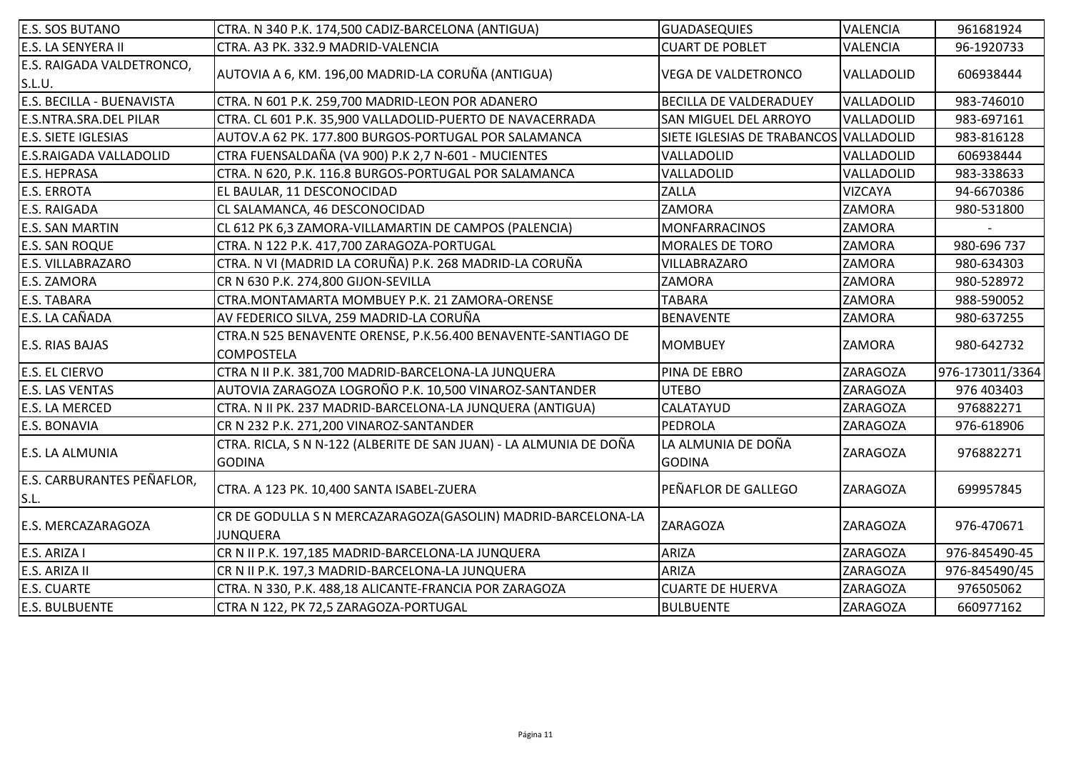| | | | | |
|---|---|---|---|---|
| E.S. SOS BUTANO | CTRA. N 340 P.K. 174,500 CADIZ-BARCELONA (ANTIGUA) | GUADASEQUIES | VALENCIA | 961681924 |
| E.S. LA SENYERA II | CTRA. A3 PK. 332.9 MADRID-VALENCIA | CUART DE POBLET | VALENCIA | 96-1920733 |
| E.S. RAIGADA VALDETRONCO, S.L.U. | AUTOVIA A 6, KM. 196,00 MADRID-LA CORUÑA (ANTIGUA) | VEGA DE VALDETRONCO | VALLADOLID | 606938444 |
| E.S. BECILLA - BUENAVISTA | CTRA. N 601 P.K. 259,700 MADRID-LEON POR ADANERO | BECILLA DE VALDERADUEY | VALLADOLID | 983-746010 |
| E.S.NTRA.SRA.DEL PILAR | CTRA. CL 601 P.K. 35,900 VALLADOLID-PUERTO DE NAVACERRADA | SAN MIGUEL DEL ARROYO | VALLADOLID | 983-697161 |
| E.S. SIETE IGLESIAS | AUTOV.A 62 PK. 177.800 BURGOS-PORTUGAL POR SALAMANCA | SIETE IGLESIAS DE TRABANCOS | VALLADOLID | 983-816128 |
| E.S.RAIGADA VALLADOLID | CTRA FUENSALDAÑA (VA 900) P.K 2,7 N-601 - MUCIENTES | VALLADOLID | VALLADOLID | 606938444 |
| E.S. HEPRASA | CTRA. N 620, P.K. 116.8 BURGOS-PORTUGAL POR SALAMANCA | VALLADOLID | VALLADOLID | 983-338633 |
| E.S. ERROTA | EL BAULAR, 11 DESCONOCIDAD | ZALLA | VIZCAYA | 94-6670386 |
| E.S. RAIGADA | CL SALAMANCA, 46 DESCONOCIDAD | ZAMORA | ZAMORA | 980-531800 |
| E.S. SAN MARTIN | CL 612 PK 6,3 ZAMORA-VILLAMARTIN DE CAMPOS (PALENCIA) | MONFARRACINOS | ZAMORA | - |
| E.S. SAN ROQUE | CTRA. N 122 P.K. 417,700 ZARAGOZA-PORTUGAL | MORALES DE TORO | ZAMORA | 980-696 737 |
| E.S. VILLABRAZARO | CTRA. N VI (MADRID LA CORUÑA) P.K. 268 MADRID-LA CORUÑA | VILLABRAZARO | ZAMORA | 980-634303 |
| E.S. ZAMORA | CR N 630 P.K. 274,800 GIJON-SEVILLA | ZAMORA | ZAMORA | 980-528972 |
| E.S. TABARA | CTRA.MONTAMARTA MOMBUEY P.K. 21 ZAMORA-ORENSE | TABARA | ZAMORA | 988-590052 |
| E.S. LA CAÑADA | AV FEDERICO SILVA, 259 MADRID-LA CORUÑA | BENAVENTE | ZAMORA | 980-637255 |
| E.S. RIAS BAJAS | CTRA.N 525 BENAVENTE ORENSE, P.K.56.400 BENAVENTE-SANTIAGO DE COMPOSTELA | MOMBUEY | ZAMORA | 980-642732 |
| E.S. EL CIERVO | CTRA N II P.K. 381,700 MADRID-BARCELONA-LA JUNQUERA | PINA DE EBRO | ZARAGOZA | 976-173011/3364 |
| E.S. LAS VENTAS | AUTOVIA ZARAGOZA LOGROÑO P.K. 10,500 VINAROZ-SANTANDER | UTEBO | ZARAGOZA | 976 403403 |
| E.S. LA MERCED | CTRA. N II PK. 237 MADRID-BARCELONA-LA JUNQUERA (ANTIGUA) | CALATAYUD | ZARAGOZA | 976882271 |
| E.S. BONAVIA | CR N 232 P.K. 271,200 VINAROZ-SANTANDER | PEDROLA | ZARAGOZA | 976-618906 |
| E.S. LA ALMUNIA | CTRA. RICLA, S N N-122 (ALBERITE DE SAN JUAN) - LA ALMUNIA DE DOÑA GODINA | LA ALMUNIA DE DOÑA GODINA | ZARAGOZA | 976882271 |
| E.S. CARBURANTES PEÑAFLOR, S.L. | CTRA. A 123 PK. 10,400 SANTA ISABEL-ZUERA | PEÑAFLOR DE GALLEGO | ZARAGOZA | 699957845 |
| E.S. MERCAZARAGOZA | CR DE GODULLA S N MERCAZARAGOZA(GASOLIN) MADRID-BARCELONA-LA JUNQUERA | ZARAGOZA | ZARAGOZA | 976-470671 |
| E.S. ARIZA I | CR N II P.K. 197,185 MADRID-BARCELONA-LA JUNQUERA | ARIZA | ZARAGOZA | 976-845490-45 |
| E.S. ARIZA II | CR N II P.K. 197,3 MADRID-BARCELONA-LA JUNQUERA | ARIZA | ZARAGOZA | 976-845490/45 |
| E.S. CUARTE | CTRA. N 330, P.K. 488,18 ALICANTE-FRANCIA POR ZARAGOZA | CUARTE DE HUERVA | ZARAGOZA | 976505062 |
| E.S. BULBUENTE | CTRA N 122, PK 72,5 ZARAGOZA-PORTUGAL | BULBUENTE | ZARAGOZA | 660977162 |